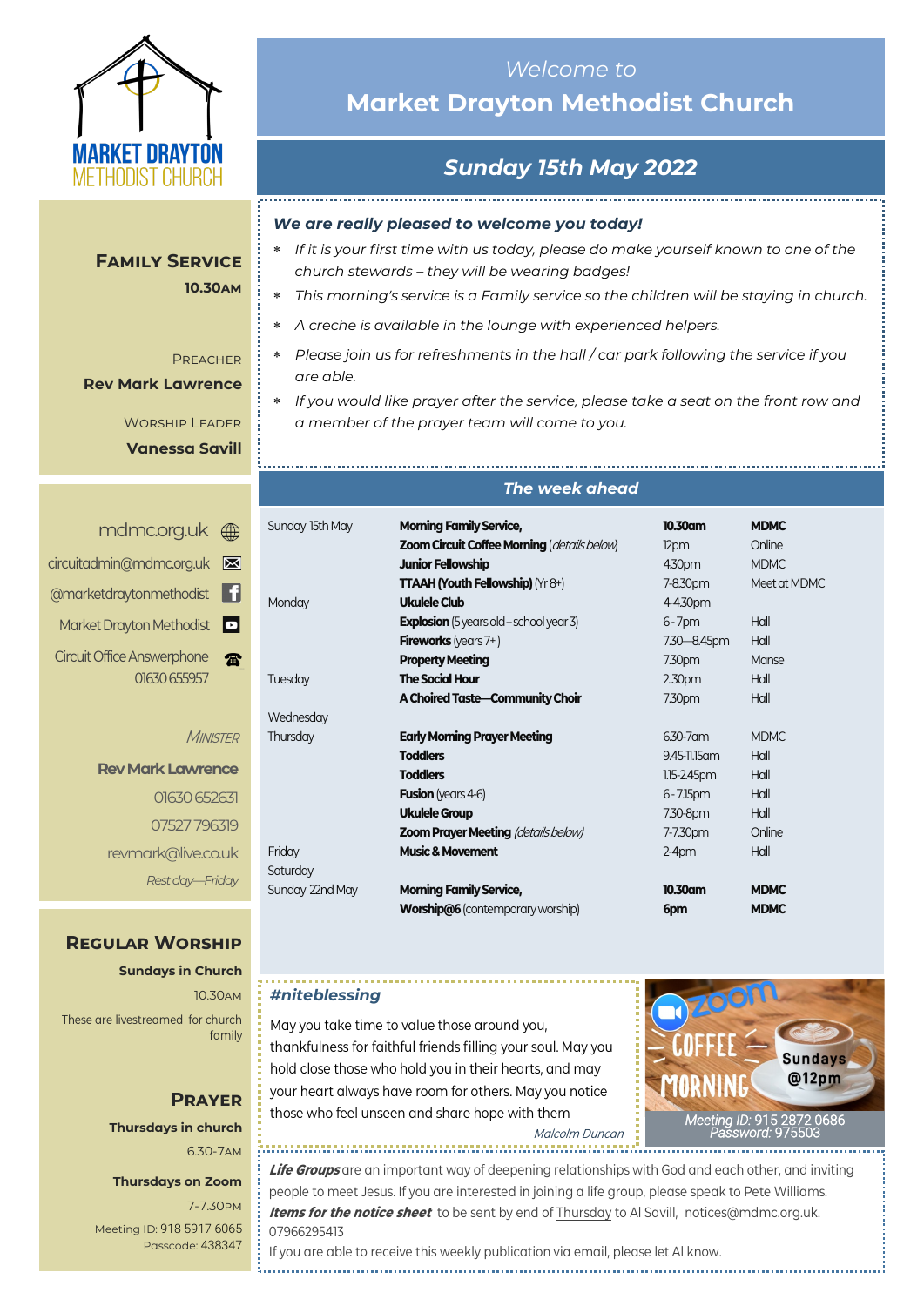MARKET DRAYTON METHODIST CHURCH

*Welcome to*

# Market Drayton Methodist Church

## *Sunday 15th May 2022*

### *We are really pleased to welcome you today!*

- *If it is your first time with us today, please do make yourself known to one of the church stewards – they will be wearing badges!*
- *This morning's service is a Family service so the children will be staying in church.*
- *A creche is available in the lounge with experienced helpers.*
- *Please join us for refreshments in the hall / car park following the service if you are able.*
- *If you would like prayer after the service, please take a seat on the front row and a member of the prayer team will come to you.*

## Family Service

**10.30am**

Preacher
**Rev Mark Lawrence**

Worship Leader
**Vanessa Savill**

### *The week ahead*

| | | | |
|---|---|---|---|
| Sunday 15th May | **Morning Family Service,** | **10.30am** | **MDMC** |
| | **Zoom Circuit Coffee Morning** (*details below*) | 12pm | Online |
| | **Junior Fellowship** | 4.30pm | MDMC |
| | **TTAAH (Youth Fellowship)** (Yr 8+) | 7-8.30pm | Meet at MDMC |
| Monday | **Ukulele Club** | 4-4.30pm | |
| | **Explosion** (5 years old – school year 3) | 6 - 7pm | Hall |
| | **Fireworks** (years 7+ ) | 7.30—8.45pm | Hall |
| | **Property Meeting** | 7.30pm | Manse |
| Tuesday | **The Social Hour** | 2.30pm | Hall |
| | **A Choired Taste—Community Choir** | 7.30pm | Hall |
| Wednesday | | | |
| Thursday | **Early Morning Prayer Meeting** | 6.30-7am | MDMC |
| | **Toddlers** | 9.45-11.15am | Hall |
| | **Toddlers** | 1.15-2.45pm | Hall |
| | **Fusion** (years 4-6) | 6 - 7.15pm | Hall |
| | **Ukulele Group** | 7.30-8pm | Hall |
| | **Zoom Prayer Meeting** (*details below*) | 7-7.30pm | Online |
| Friday | **Music & Movement** | 2-4pm | Hall |
| Saturday | | | |
| Sunday 22nd May | **Morning Family Service,** | **10.30am** | **MDMC** |
| | **Worship@6** (contemporary worship) | **6pm** | **MDMC** |

mdmc.org.uk
circuitadmin@mdmc.org.uk
@marketdraytonmethodist
Market Drayton Methodist
Circuit Office Answerphone
01630 655957

*Minister*

**Rev Mark Lawrence**
01630 652631
07527 796319
revmark@live.co.uk
*Rest day—Friday*

## Regular Worship

**Sundays in Church**
10.30am
These are livestreamed for church family

## Prayer

**Thursdays in church**
6.30-7am

**Thursdays on Zoom**
7-7.30pm
Meeting ID: 918 5917 6065
Passcode: 438347

### *#niteblessing*

May you take time to value those around you, thankfulness for faithful friends filling your soul. May you hold close those who hold you in their hearts, and may your heart always have room for others. May you notice those who feel unseen and share hope with them

*Malcolm Duncan*

Zoom Coffee Morning Sundays @12pm
*Meeting ID:* 915 2872 0686
*Password:* 975503

***Life Groups*** are an important way of deepening relationships with God and each other, and inviting people to meet Jesus. If you are interested in joining a life group, please speak to Pete Williams.

***Items for the notice sheet*** to be sent by end of Thursday to Al Savill, notices@mdmc.org.uk. 07966295413

If you are able to receive this weekly publication via email, please let Al know.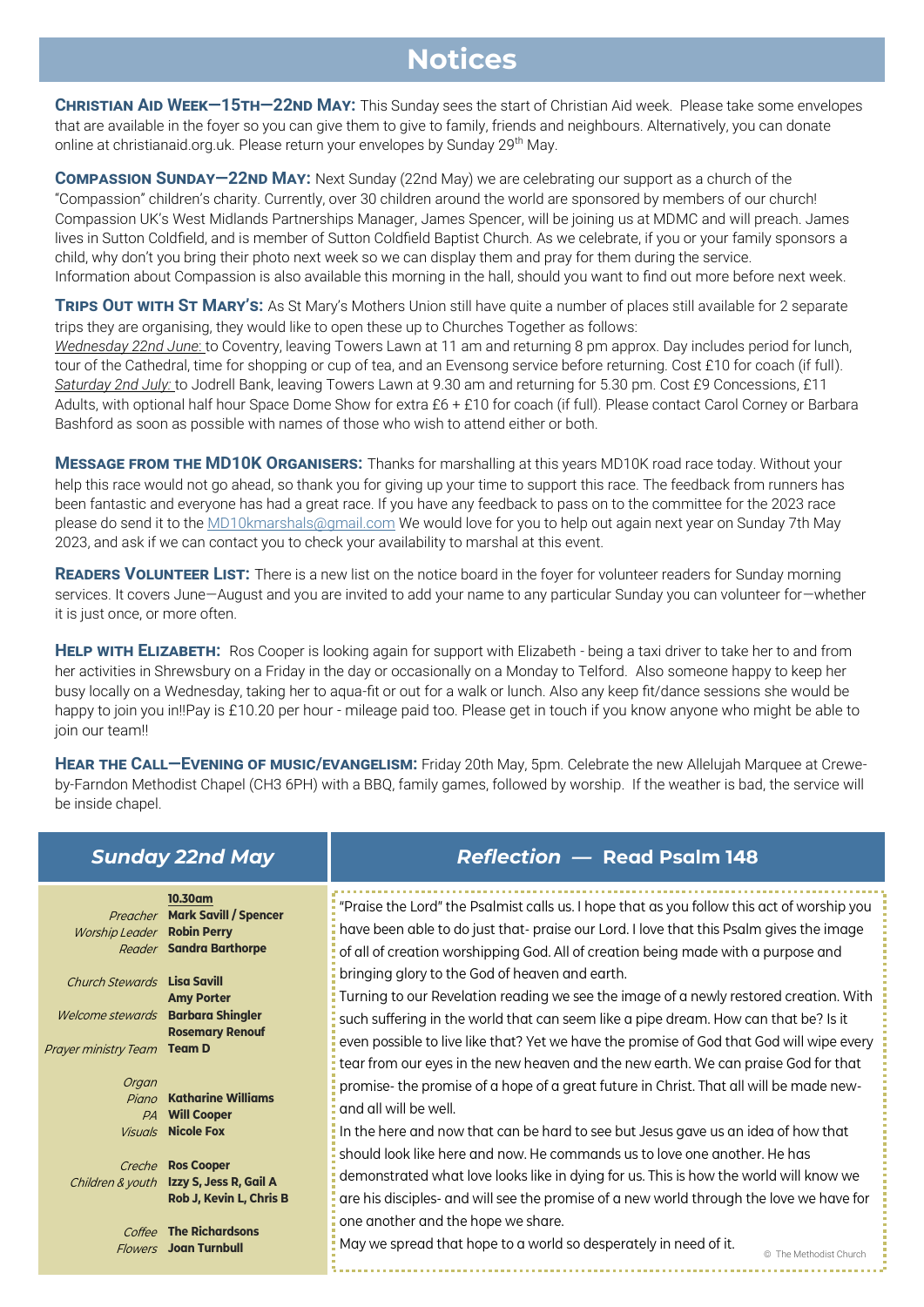# Notices

**Christian Aid Week—15th—22nd May:** This Sunday sees the start of Christian Aid week. Please take some envelopes that are available in the foyer so you can give them to give to family, friends and neighbours. Alternatively, you can donate online at christianaid.org.uk. Please return your envelopes by Sunday 29th May.

**Compassion Sunday—22nd May:** Next Sunday (22nd May) we are celebrating our support as a church of the "Compassion" children's charity. Currently, over 30 children around the world are sponsored by members of our church! Compassion UK's West Midlands Partnerships Manager, James Spencer, will be joining us at MDMC and will preach. James lives in Sutton Coldfield, and is member of Sutton Coldfield Baptist Church. As we celebrate, if you or your family sponsors a child, why don't you bring their photo next week so we can display them and pray for them during the service. Information about Compassion is also available this morning in the hall, should you want to find out more before next week.

**Trips Out with St Mary's:** As St Mary's Mothers Union still have quite a number of places still available for 2 separate trips they are organising, they would like to open these up to Churches Together as follows:
*Wednesday 22nd June:* to Coventry, leaving Towers Lawn at 11 am and returning 8 pm approx. Day includes period for lunch, tour of the Cathedral, time for shopping or cup of tea, and an Evensong service before returning. Cost £10 for coach (if full).
*Saturday 2nd July:* to Jodrell Bank, leaving Towers Lawn at 9.30 am and returning for 5.30 pm. Cost £9 Concessions, £11 Adults, with optional half hour Space Dome Show for extra £6 + £10 for coach (if full). Please contact Carol Corney or Barbara Bashford as soon as possible with names of those who wish to attend either or both.

**Message from the MD10K Organisers:** Thanks for marshalling at this years MD10K road race today. Without your help this race would not go ahead, so thank you for giving up your time to support this race. The feedback from runners has been fantastic and everyone has had a great race. If you have any feedback to pass on to the committee for the 2023 race please do send it to the MD10kmarshals@gmail.com We would love for you to help out again next year on Sunday 7th May 2023, and ask if we can contact you to check your availability to marshal at this event.

**Readers Volunteer List:** There is a new list on the notice board in the foyer for volunteer readers for Sunday morning services. It covers June—August and you are invited to add your name to any particular Sunday you can volunteer for—whether it is just once, or more often.

**Help with Elizabeth:** Ros Cooper is looking again for support with Elizabeth - being a taxi driver to take her to and from her activities in Shrewsbury on a Friday in the day or occasionally on a Monday to Telford. Also someone happy to keep her busy locally on a Wednesday, taking her to aqua-fit or out for a walk or lunch. Also any keep fit/dance sessions she would be happy to join you in!!Pay is £10.20 per hour - mileage paid too. Please get in touch if you know anyone who might be able to join our team!!

**Hear the Call—Evening of music/evangelism:** Friday 20th May, 5pm. Celebrate the new Allelujah Marquee at Crewe-by-Farndon Methodist Chapel (CH3 6PH) with a BBQ, family games, followed by worship. If the weather is bad, the service will be inside chapel.

## Sunday 22nd May

| | 10.30am |
|---|---|
| *Preacher* | **Mark Savill / Spencer** |
| *Worship Leader* | **Robin Perry** |
| *Reader* | **Sandra Barthorpe** |
| *Church Stewards* | **Lisa Savill** |
| | **Amy Porter** |
| *Welcome stewards* | **Barbara Shingler** |
| | **Rosemary Renouf** |
| *Prayer ministry Team* | **Team D** |
| *Organ* | |
| *Piano* | **Katharine Williams** |
| *PA* | **Will Cooper** |
| *Visuals* | **Nicole Fox** |
| *Creche* | **Ros Cooper** |
| *Children & youth* | **Izzy S, Jess R, Gail A** |
| | **Rob J, Kevin L, Chris B** |
| *Coffee* | **The Richardsons** |
| *Flowers* | **Joan Turnbull** |

## Reflection — Read Psalm 148

"Praise the Lord" the Psalmist calls us. I hope that as you follow this act of worship you have been able to do just that- praise our Lord. I love that this Psalm gives the image of all of creation worshipping God. All of creation being made with a purpose and bringing glory to the God of heaven and earth.

Turning to our Revelation reading we see the image of a newly restored creation. With such suffering in the world that can seem like a pipe dream. How can that be? Is it even possible to live like that? Yet we have the promise of God that God will wipe every tear from our eyes in the new heaven and the new earth. We can praise God for that promise- the promise of a hope of a great future in Christ. That all will be made new- and all will be well.

In the here and now that can be hard to see but Jesus gave us an idea of how that should look like here and now. He commands us to love one another. He has demonstrated what love looks like in dying for us. This is how the world will know we are his disciples- and will see the promise of a new world through the love we have for one another and the hope we share.

May we spread that hope to a world so desperately in need of it.

© The Methodist Church